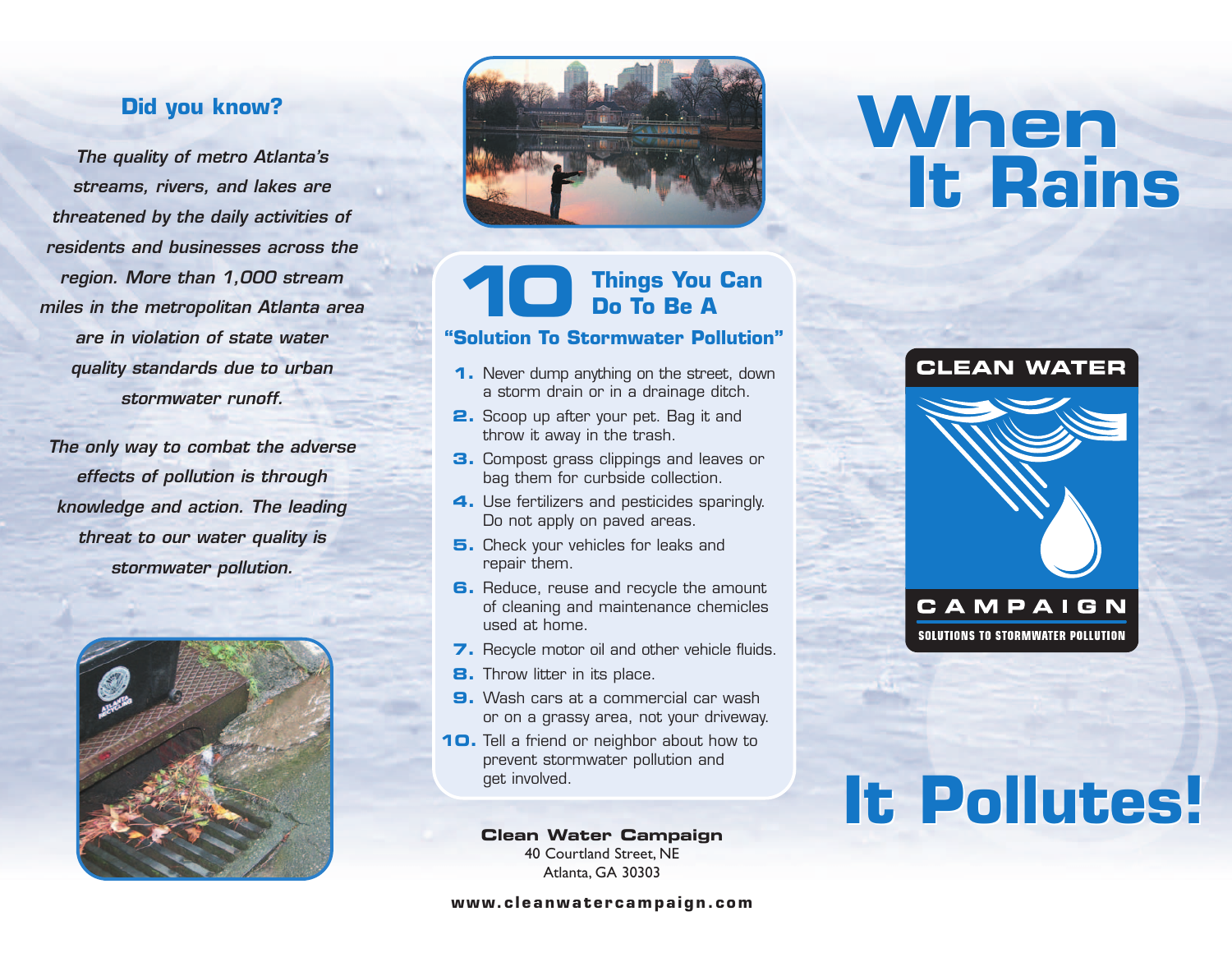## Did you know?

*The quality of metro Atlanta's streams, rivers, and lakes are threatened by the daily activities of residents and businesses across the region. More than 1,000 stream miles in the metropolitan Atlanta area are in violation of state water quality standards due to urban stormwater runoff.*

*The only way to combat the adverse effects of pollution is through knowledge and action. The leading threat to our water quality is stormwater pollution.*

## 10 Things You Can Do To Be A "Solution To Stormwater Pollution"

1. Never dump anything on the street, down a storm drain or in a drainage ditch.
2. Scoop up after your pet. Bag it and throw it away in the trash.
3. Compost grass clippings and leaves or bag them for curbside collection.
4. Use fertilizers and pesticides sparingly. Do not apply on paved areas.
5. Check your vehicles for leaks and repair them.
6. Reduce, reuse and recycle the amount of cleaning and maintenance chemicals used at home.
7. Recycle motor oil and other vehicle fluids.
8. Throw litter in its place.
9. Wash cars at a commercial car wash or on a grassy area, not your driveway.
10. Tell a friend or neighbor about how to prevent stormwater pollution and get involved.

**Clean Water Campaign**
40 Courtland Street, NE
Atlanta, GA 30303

**www.cleanwatercampaign.com**

# When It Rains

CLEAN WATER CAMPAIGN
SOLUTIONS TO STORMWATER POLLUTION

# It Pollutes!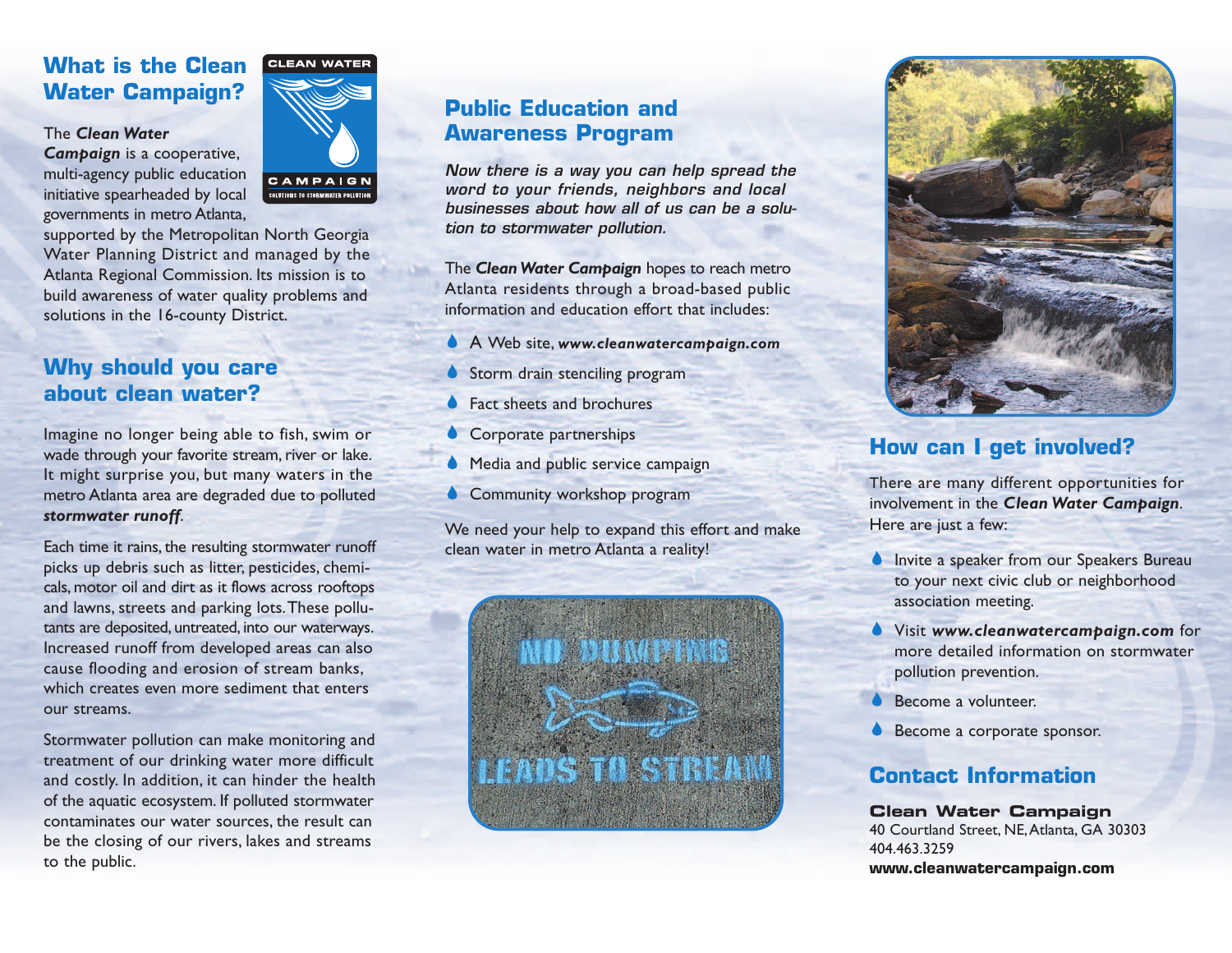## What is the Clean Water Campaign?

The ***Clean Water Campaign*** is a cooperative, multi-agency public education initiative spearheaded by local governments in metro Atlanta, supported by the Metropolitan North Georgia Water Planning District and managed by the Atlanta Regional Commission. Its mission is to build awareness of water quality problems and solutions in the 16-county District.

## Why should you care about clean water?

Imagine no longer being able to fish, swim or wade through your favorite stream, river or lake. It might surprise you, but many waters in the metro Atlanta area are degraded due to polluted ***stormwater runoff***.

Each time it rains, the resulting stormwater runoff picks up debris such as litter, pesticides, chemicals, motor oil and dirt as it flows across rooftops and lawns, streets and parking lots. These pollutants are deposited, untreated, into our waterways. Increased runoff from developed areas can also cause flooding and erosion of stream banks, which creates even more sediment that enters our streams.

Stormwater pollution can make monitoring and treatment of our drinking water more difficult and costly. In addition, it can hinder the health of the aquatic ecosystem. If polluted stormwater contaminates our water sources, the result can be the closing of our rivers, lakes and streams to the public.

## Public Education and Awareness Program

***Now there is a way you can help spread the word to your friends, neighbors and local businesses about how all of us can be a solution to stormwater pollution.***

The ***Clean Water Campaign*** hopes to reach metro Atlanta residents through a broad-based public information and education effort that includes:

- A Web site, ***www.cleanwatercampaign.com***
- Storm drain stenciling program
- Fact sheets and brochures
- Corporate partnerships
- Media and public service campaign
- Community workshop program

We need your help to expand this effort and make clean water in metro Atlanta a reality!

## How can I get involved?

There are many different opportunities for involvement in the ***Clean Water Campaign***. Here are just a few:

- Invite a speaker from our Speakers Bureau to your next civic club or neighborhood association meeting.
- Visit ***www.cleanwatercampaign.com*** for more detailed information on stormwater pollution prevention.
- Become a volunteer.
- Become a corporate sponsor.

## Contact Information

**Clean Water Campaign**
40 Courtland Street, NE, Atlanta, GA 30303
404.463.3259
**www.cleanwatercampaign.com**